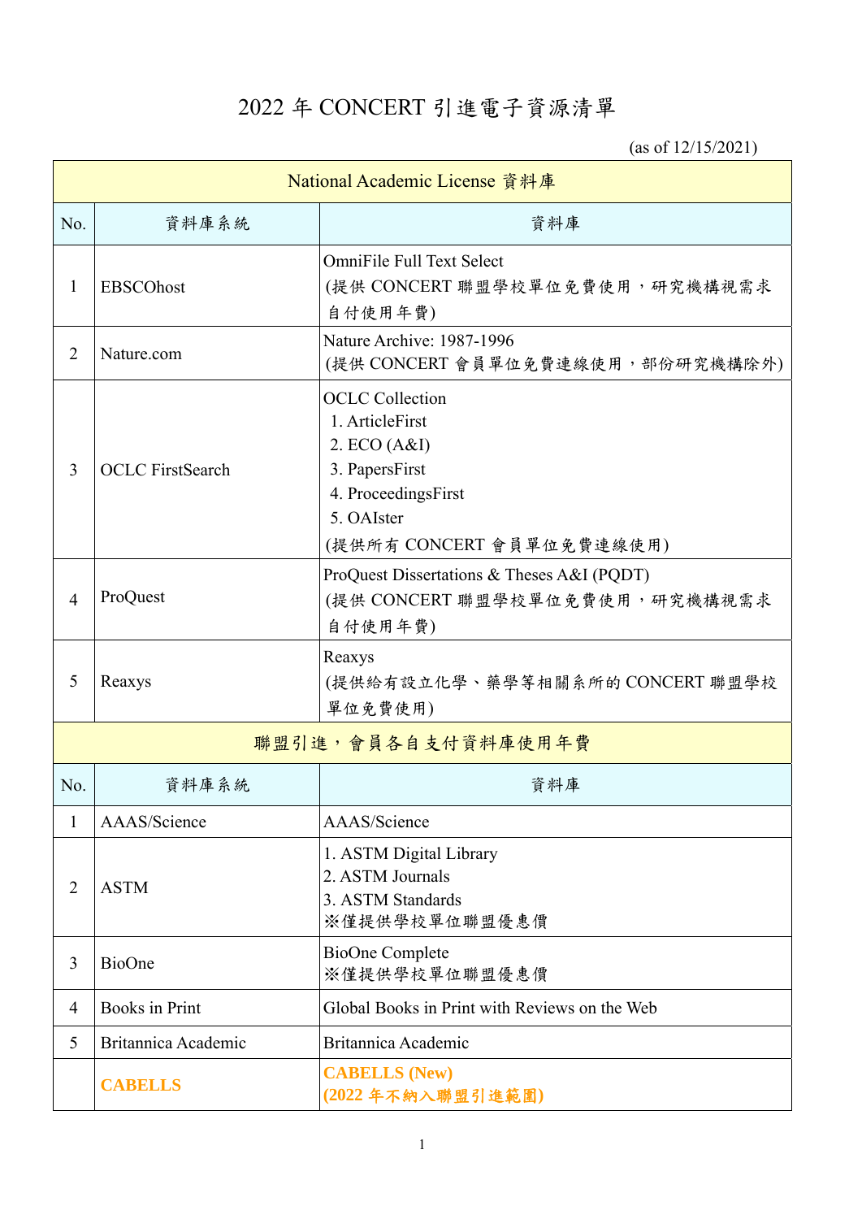# 2022 年 CONCERT 引進電子資源清單

(as of 12/15/2021)

| National Academic License 資料庫 | | |
|---|---|---|
| No. | 資料庫系統 | 資料庫 |
| 1 | EBSCOhost | OmniFile Full Text Select<br>(提供 CONCERT 聯盟學校單位免費使用，研究機構視需求自付使用年費) |
| 2 | Nature.com | Nature Archive: 1987-1996<br>(提供 CONCERT 會員單位免費連線使用，部份研究機構除外) |
| 3 | OCLC FirstSearch | OCLC Collection<br>1. ArticleFirst<br>2. ECO (A&I)<br>3. PapersFirst<br>4. ProceedingsFirst<br>5. OAIster<br>(提供所有 CONCERT 會員單位免費連線使用) |
| 4 | ProQuest | ProQuest Dissertations & Theses A&I (PQDT)<br>(提供 CONCERT 聯盟學校單位免費使用，研究機構視需求自付使用年費) |
| 5 | Reaxys | Reaxys<br>(提供給有設立化學、藥學等相關系所的 CONCERT 聯盟學校單位免費使用) |

| 聯盟引進，會員各自支付資料庫使用年費 | | |
|---|---|---|
| No. | 資料庫系統 | 資料庫 |
| 1 | AAAS/Science | AAAS/Science |
| 2 | ASTM | 1. ASTM Digital Library<br>2. ASTM Journals<br>3. ASTM Standards<br>※僅提供學校單位聯盟優惠價 |
| 3 | BioOne | BioOne Complete<br>※僅提供學校單位聯盟優惠價 |
| 4 | Books in Print | Global Books in Print with Reviews on the Web |
| 5 | Britannica Academic | Britannica Academic |
| | **CABELLS** | **CABELLS (New)**<br>**(2022 年不納入聯盟引進範圍)** |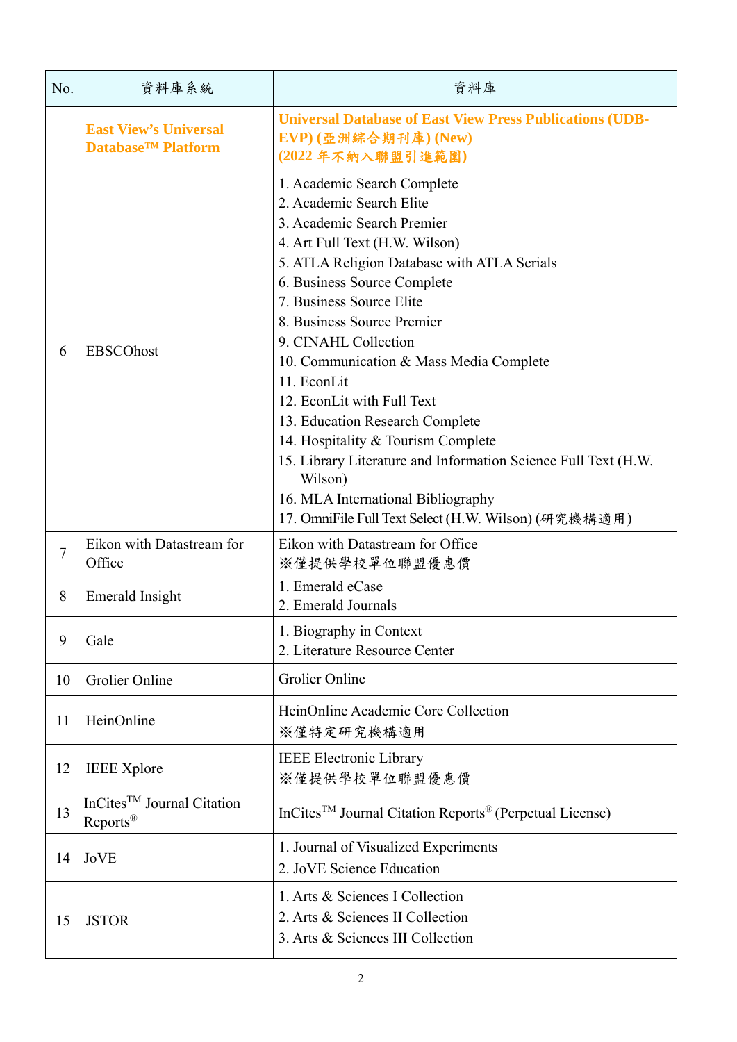| No. | 資料庫系統 | 資料庫 |
|---|---|---|
| | **East View's Universal Database™ Platform** | **Universal Database of East View Press Publications (UDB-EVP) (亞洲綜合期刊庫) (New)**<br>**(2022 年不納入聯盟引進範圍)** |
| 6 | EBSCOhost | 1. Academic Search Complete<br>2. Academic Search Elite<br>3. Academic Search Premier<br>4. Art Full Text (H.W. Wilson)<br>5. ATLA Religion Database with ATLA Serials<br>6. Business Source Complete<br>7. Business Source Elite<br>8. Business Source Premier<br>9. CINAHL Collection<br>10. Communication & Mass Media Complete<br>11. EconLit<br>12. EconLit with Full Text<br>13. Education Research Complete<br>14. Hospitality & Tourism Complete<br>15. Library Literature and Information Science Full Text (H.W. Wilson)<br>16. MLA International Bibliography<br>17. OmniFile Full Text Select (H.W. Wilson) (研究機構適用) |
| 7 | Eikon with Datastream for Office | Eikon with Datastream for Office<br>※僅提供學校單位聯盟優惠價 |
| 8 | Emerald Insight | 1. Emerald eCase<br>2. Emerald Journals |
| 9 | Gale | 1. Biography in Context<br>2. Literature Resource Center |
| 10 | Grolier Online | Grolier Online |
| 11 | HeinOnline | HeinOnline Academic Core Collection<br>※僅特定研究機構適用 |
| 12 | IEEE Xplore | IEEE Electronic Library<br>※僅提供學校單位聯盟優惠價 |
| 13 | InCites™ Journal Citation Reports® | InCites™ Journal Citation Reports® (Perpetual License) |
| 14 | JoVE | 1. Journal of Visualized Experiments<br>2. JoVE Science Education |
| 15 | JSTOR | 1. Arts & Sciences I Collection<br>2. Arts & Sciences II Collection<br>3. Arts & Sciences III Collection |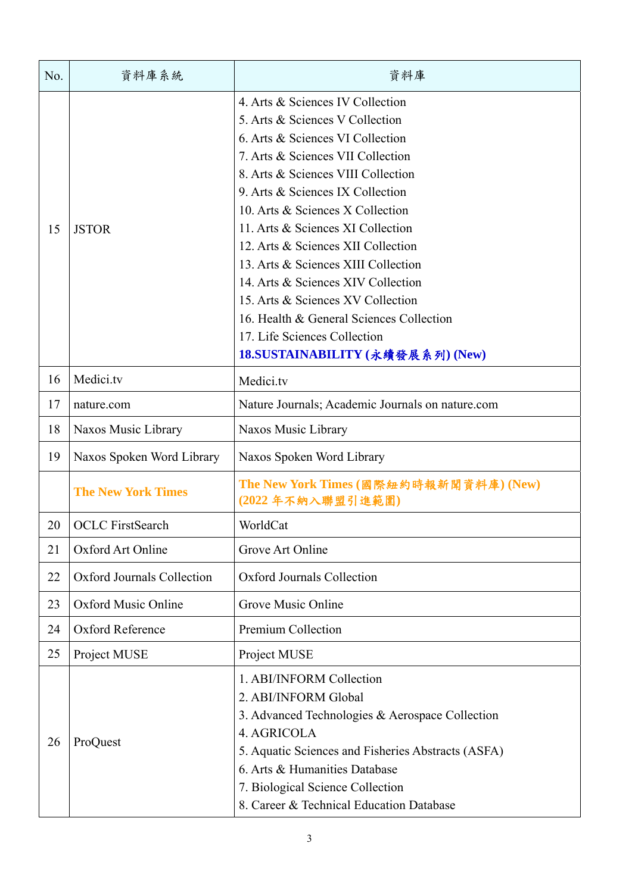| No. | 資料庫系統 | 資料庫 |
|---|---|---|
| 15 | JSTOR | 4. Arts & Sciences IV Collection<br>5. Arts & Sciences V Collection<br>6. Arts & Sciences VI Collection<br>7. Arts & Sciences VII Collection<br>8. Arts & Sciences VIII Collection<br>9. Arts & Sciences IX Collection<br>10. Arts & Sciences X Collection<br>11. Arts & Sciences XI Collection<br>12. Arts & Sciences XII Collection<br>13. Arts & Sciences XIII Collection<br>14. Arts & Sciences XIV Collection<br>15. Arts & Sciences XV Collection<br>16. Health & General Sciences Collection<br>17. Life Sciences Collection<br>**18.SUSTAINABILITY (永續發展系列) (New)** |
| 16 | Medici.tv | Medici.tv |
| 17 | nature.com | Nature Journals; Academic Journals on nature.com |
| 18 | Naxos Music Library | Naxos Music Library |
| 19 | Naxos Spoken Word Library | Naxos Spoken Word Library |
| | **The New York Times** | **The New York Times (國際紐約時報新聞資料庫) (New)**<br>**(2022 年不納入聯盟引進範圍)** |
| 20 | OCLC FirstSearch | WorldCat |
| 21 | Oxford Art Online | Grove Art Online |
| 22 | Oxford Journals Collection | Oxford Journals Collection |
| 23 | Oxford Music Online | Grove Music Online |
| 24 | Oxford Reference | Premium Collection |
| 25 | Project MUSE | Project MUSE |
| 26 | ProQuest | 1. ABI/INFORM Collection<br>2. ABI/INFORM Global<br>3. Advanced Technologies & Aerospace Collection<br>4. AGRICOLA<br>5. Aquatic Sciences and Fisheries Abstracts (ASFA)<br>6. Arts & Humanities Database<br>7. Biological Science Collection<br>8. Career & Technical Education Database |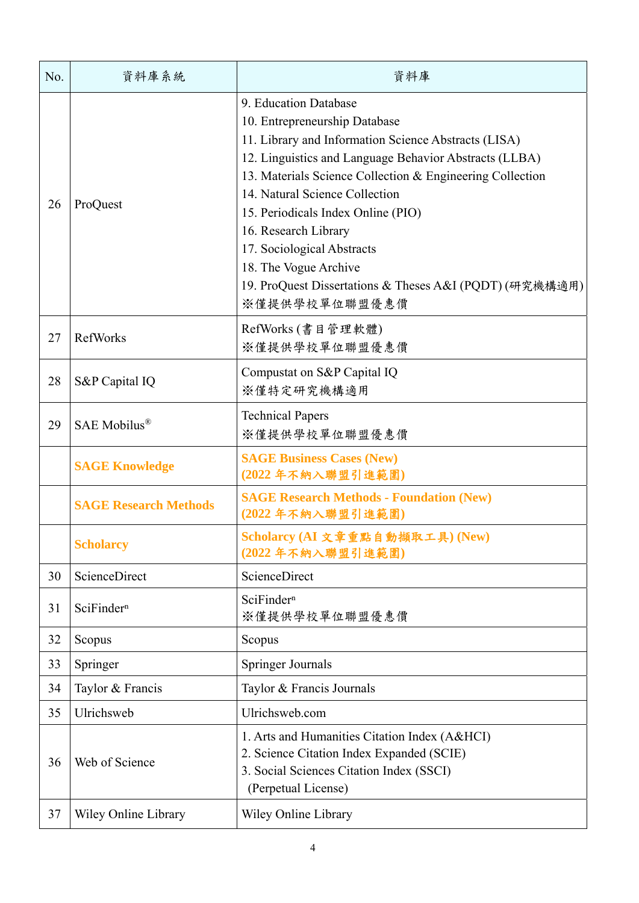| No. | 資料庫系統 | 資料庫 |
|---|---|---|
| 26 | ProQuest | 9. Education Database<br>10. Entrepreneurship Database<br>11. Library and Information Science Abstracts (LISA)<br>12. Linguistics and Language Behavior Abstracts (LLBA)<br>13. Materials Science Collection & Engineering Collection<br>14. Natural Science Collection<br>15. Periodicals Index Online (PIO)<br>16. Research Library<br>17. Sociological Abstracts<br>18. The Vogue Archive<br>19. ProQuest Dissertations & Theses A&I (PQDT) (研究機構適用)<br>※僅提供學校單位聯盟優惠價 |
| 27 | RefWorks | RefWorks (書目管理軟體)<br>※僅提供學校單位聯盟優惠價 |
| 28 | S&P Capital IQ | Compustat on S&P Capital IQ<br>※僅特定研究機構適用 |
| 29 | SAE Mobilus® | Technical Papers<br>※僅提供學校單位聯盟優惠價 |
| | **SAGE Knowledge** | **SAGE Business Cases (New)**<br>**(2022 年不納入聯盟引進範圍)** |
| | **SAGE Research Methods** | **SAGE Research Methods - Foundation (New)**<br>**(2022 年不納入聯盟引進範圍)** |
| | **Scholarcy** | **Scholarcy (AI 文章重點自動擷取工具) (New)**<br>**(2022 年不納入聯盟引進範圍)** |
| 30 | ScienceDirect | ScienceDirect |
| 31 | SciFinder$^{n}$ | SciFinder$^{n}$<br>※僅提供學校單位聯盟優惠價 |
| 32 | Scopus | Scopus |
| 33 | Springer | Springer Journals |
| 34 | Taylor & Francis | Taylor & Francis Journals |
| 35 | Ulrichsweb | Ulrichsweb.com |
| 36 | Web of Science | 1. Arts and Humanities Citation Index (A&HCI)<br>2. Science Citation Index Expanded (SCIE)<br>3. Social Sciences Citation Index (SSCI)<br>(Perpetual License) |
| 37 | Wiley Online Library | Wiley Online Library |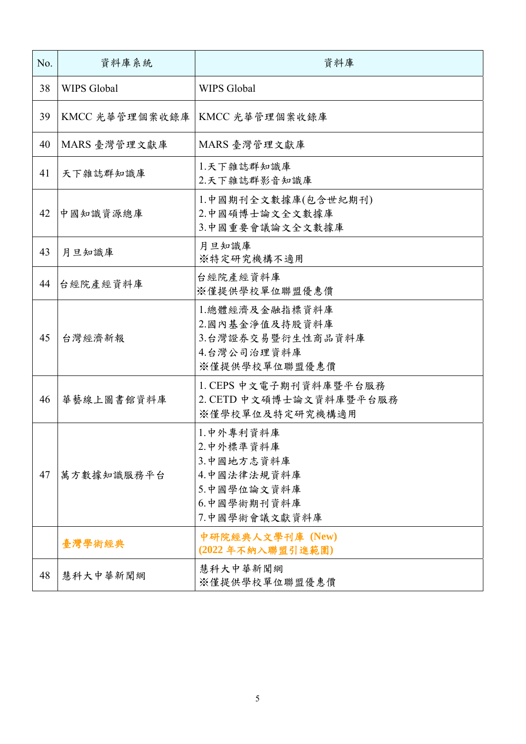| No. | 資料庫系統 | 資料庫 |
|---|---|---|
| 38 | WIPS Global | WIPS Global |
| 39 | KMCC 光華管理個案收錄庫 | KMCC 光華管理個案收錄庫 |
| 40 | MARS 臺灣管理文獻庫 | MARS 臺灣管理文獻庫 |
| 41 | 天下雜誌群知識庫 | 1.天下雜誌群知識庫<br>2.天下雜誌群影音知識庫 |
| 42 | 中國知識資源總庫 | 1.中國期刊全文數據庫(包含世紀期刊)<br>2.中國碩博士論文全文數據庫<br>3.中國重要會議論文全文數據庫 |
| 43 | 月旦知識庫 | 月旦知識庫<br>※特定研究機構不適用 |
| 44 | 台經院產經資料庫 | 台經院產經資料庫<br>※僅提供學校單位聯盟優惠價 |
| 45 | 台灣經濟新報 | 1.總體經濟及金融指標資料庫<br>2.國內基金淨值及持股資料庫<br>3.台灣證券交易暨衍生性商品資料庫<br>4.台灣公司治理資料庫<br>※僅提供學校單位聯盟優惠價 |
| 46 | 華藝線上圖書館資料庫 | 1. CEPS 中文電子期刊資料庫暨平台服務<br>2. CETD 中文碩博士論文資料庫暨平台服務<br>※僅學校單位及特定研究機構適用 |
| 47 | 萬方數據知識服務平台 | 1.中外專利資料庫<br>2.中外標準資料庫<br>3.中國地方志資料庫<br>4.中國法律法規資料庫<br>5.中國學位論文資料庫<br>6.中國學術期刊資料庫<br>7.中國學術會議文獻資料庫 |
| | **臺灣學術經典** | **中研院經典人文學刊庫 (New)**<br>**(2022 年不納入聯盟引進範圍)** |
| 48 | 慧科大中華新聞網 | 慧科大中華新聞網<br>※僅提供學校單位聯盟優惠價 |